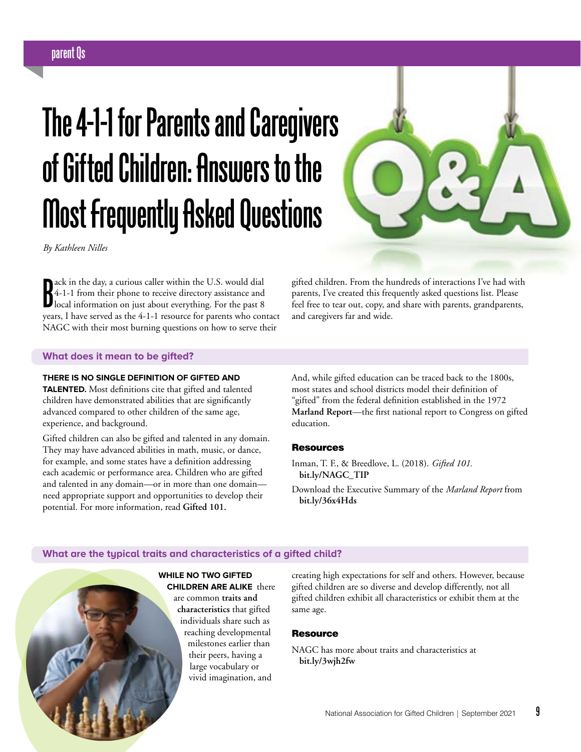# The 4-1-1 for Parents and Caregivers of Gifted Children: Answers to the Most Frequently Asked Questions

*By Kathleen Nilles*

Back in the day, a curious caller within the U.S. would dial 4-1-1 from their phone to receive directory assistance and local information on just about everything. For the past 8 years, I have served as the 4-1-1 resource for parents who contact NAGC with their most burning questions on how to serve their gifted children. From the hundreds of interactions I've had with parents, I've created this frequently asked questions list. Please feel free to tear out, copy, and share with parents, grandparents, and caregivers far and wide.

## What does it mean to be gifted?

**THERE IS NO SINGLE DEFINITION OF GIFTED AND TALENTED.** Most definitions cite that gifted and talented children have demonstrated abilities that are significantly advanced compared to other children of the same age, experience, and background.

Gifted children can also be gifted and talented in any domain. They may have advanced abilities in math, music, or dance, for example, and some states have a definition addressing each academic or performance area. Children who are gifted and talented in any domain—or in more than one domain—need appropriate support and opportunities to develop their potential. For more information, read **Gifted 101.**

And, while gifted education can be traced back to the 1800s, most states and school districts model their definition of "gifted" from the federal definition established in the 1972 **Marland Report**—the first national report to Congress on gifted education.

### Resources

Inman, T. F., & Breedlove, L. (2018). *Gifted 101.* **bit.ly/NAGC_TIP**

Download the Executive Summary of the *Marland Report* from **bit.ly/36x4Hds**

## What are the typical traits and characteristics of a gifted child?

**WHILE NO TWO GIFTED CHILDREN ARE ALIKE** there are common **traits and characteristics** that gifted individuals share such as reaching developmental milestones earlier than their peers, having a large vocabulary or vivid imagination, and creating high expectations for self and others. However, because gifted children are so diverse and develop differently, not all gifted children exhibit all characteristics or exhibit them at the same age.

### Resource

NAGC has more about traits and characteristics at **bit.ly/3wjh2fw**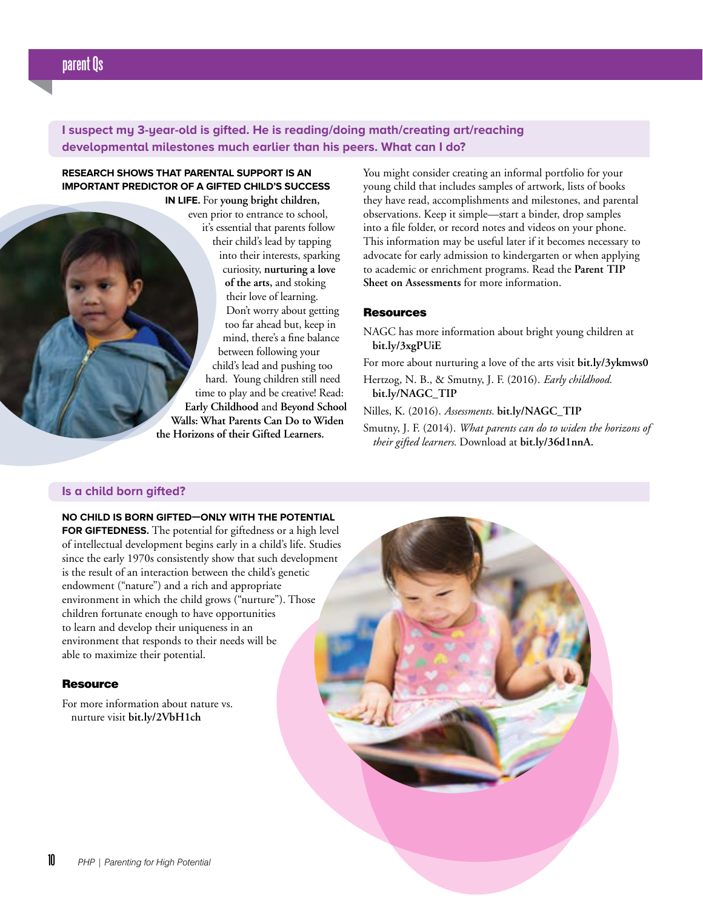## I suspect my 3-year-old is gifted. He is reading/doing math/creating art/reaching developmental milestones much earlier than his peers. What can I do?

**RESEARCH SHOWS THAT PARENTAL SUPPORT IS AN IMPORTANT PREDICTOR OF A GIFTED CHILD'S SUCCESS IN LIFE.** For **young bright children,** even prior to entrance to school, it's essential that parents follow their child's lead by tapping into their interests, sparking curiosity, **nurturing a love of the arts,** and stoking their love of learning. Don't worry about getting too far ahead but, keep in mind, there's a fine balance between following your child's lead and pushing too hard. Young children still need time to play and be creative! Read: **Early Childhood** and **Beyond School Walls: What Parents Can Do to Widen the Horizons of their Gifted Learners.**

You might consider creating an informal portfolio for your young child that includes samples of artwork, lists of books they have read, accomplishments and milestones, and parental observations. Keep it simple—start a binder, drop samples into a file folder, or record notes and videos on your phone. This information may be useful later if it becomes necessary to advocate for early admission to kindergarten or when applying to academic or enrichment programs. Read the **Parent TIP Sheet on Assessments** for more information.

### Resources

NAGC has more information about bright young children at **bit.ly/3xgPUiE**

For more about nurturing a love of the arts visit **bit.ly/3ykmws0**

Hertzog, N. B., & Smutny, J. F. (2016). *Early childhood.* **bit.ly/NAGC_TIP**

Nilles, K. (2016). *Assessments.* **bit.ly/NAGC_TIP**

Smutny, J. F. (2014). *What parents can do to widen the horizons of their gifted learners.* Download at **bit.ly/36d1nnA.**

## Is a child born gifted?

**NO CHILD IS BORN GIFTED—ONLY WITH THE POTENTIAL FOR GIFTEDNESS.** The potential for giftedness or a high level of intellectual development begins early in a child's life. Studies since the early 1970s consistently show that such development is the result of an interaction between the child's genetic endowment ("nature") and a rich and appropriate environment in which the child grows ("nurture"). Those children fortunate enough to have opportunities to learn and develop their uniqueness in an environment that responds to their needs will be able to maximize their potential.

### Resource

For more information about nature vs. nurture visit **bit.ly/2VbH1ch**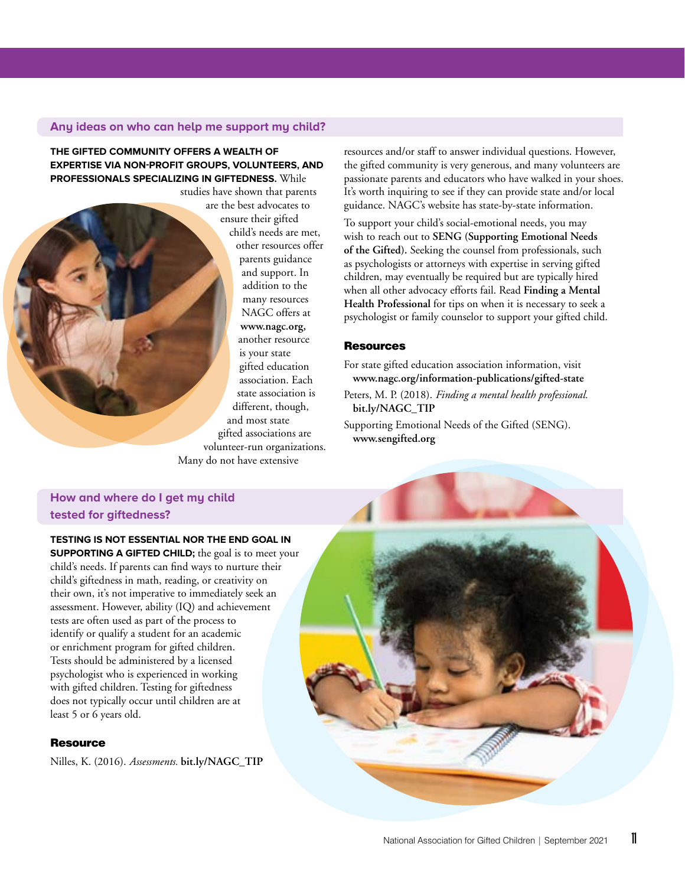## Any ideas on who can help me support my child?

**THE GIFTED COMMUNITY OFFERS A WEALTH OF EXPERTISE VIA NON-PROFIT GROUPS, VOLUNTEERS, AND PROFESSIONALS SPECIALIZING IN GIFTEDNESS.** While studies have shown that parents are the best advocates to ensure their gifted child's needs are met, other resources offer parents guidance and support. In addition to the many resources NAGC offers at **www.nagc.org,** another resource is your state gifted education association. Each state association is different, though, and most state gifted associations are volunteer-run organizations. Many do not have extensive resources and/or staff to answer individual questions. However, the gifted community is very generous, and many volunteers are passionate parents and educators who have walked in your shoes. It's worth inquiring to see if they can provide state and/or local guidance. NAGC's website has state-by-state information.

To support your child's social-emotional needs, you may wish to reach out to **SENG (Supporting Emotional Needs of the Gifted).** Seeking the counsel from professionals, such as psychologists or attorneys with expertise in serving gifted children, may eventually be required but are typically hired when all other advocacy efforts fail. Read **Finding a Mental Health Professional** for tips on when it is necessary to seek a psychologist or family counselor to support your gifted child.

### Resources

For state gifted education association information, visit **www.nagc.org/information-publications/gifted-state**

Peters, M. P. (2018). *Finding a mental health professional.* **bit.ly/NAGC_TIP**

Supporting Emotional Needs of the Gifted (SENG). **www.sengifted.org**

## How and where do I get my child tested for giftedness?

**TESTING IS NOT ESSENTIAL NOR THE END GOAL IN SUPPORTING A GIFTED CHILD;** the goal is to meet your child's needs. If parents can find ways to nurture their child's giftedness in math, reading, or creativity on their own, it's not imperative to immediately seek an assessment. However, ability (IQ) and achievement tests are often used as part of the process to identify or qualify a student for an academic or enrichment program for gifted children. Tests should be administered by a licensed psychologist who is experienced in working with gifted children. Testing for giftedness does not typically occur until children are at least 5 or 6 years old.

### Resource

Nilles, K. (2016). *Assessments.* **bit.ly/NAGC_TIP**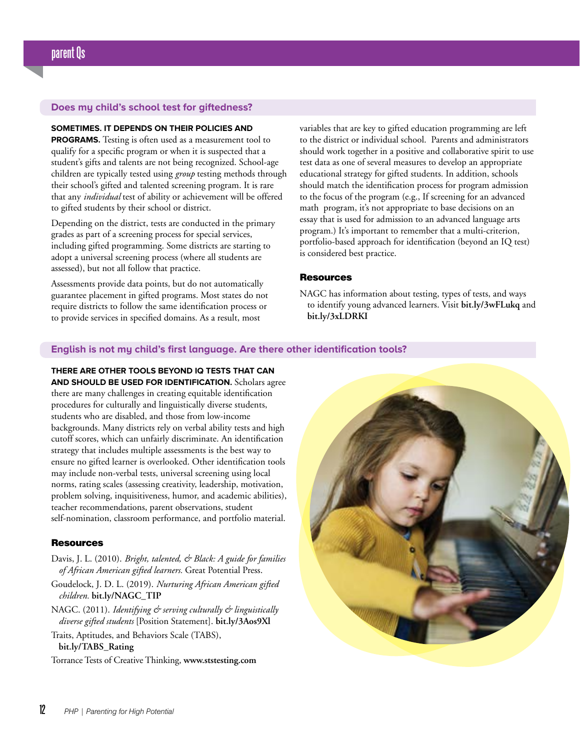### Does my child's school test for giftedness?

**SOMETIMES. IT DEPENDS ON THEIR POLICIES AND PROGRAMS.** Testing is often used as a measurement tool to qualify for a specific program or when it is suspected that a student's gifts and talents are not being recognized. School-age children are typically tested using *group* testing methods through their school's gifted and talented screening program. It is rare that any *individual* test of ability or achievement will be offered to gifted students by their school or district.

Depending on the district, tests are conducted in the primary grades as part of a screening process for special services, including gifted programming. Some districts are starting to adopt a universal screening process (where all students are assessed), but not all follow that practice.

Assessments provide data points, but do not automatically guarantee placement in gifted programs. Most states do not require districts to follow the same identification process or to provide services in specified domains. As a result, most variables that are key to gifted education programming are left to the district or individual school. Parents and administrators should work together in a positive and collaborative spirit to use test data as one of several measures to develop an appropriate educational strategy for gifted students. In addition, schools should match the identification process for program admission to the focus of the program (e.g., If screening for an advanced math program, it's not appropriate to base decisions on an essay that is used for admission to an advanced language arts program.) It's important to remember that a multi-criterion, portfolio-based approach for identification (beyond an IQ test) is considered best practice.

#### Resources

NAGC has information about testing, types of tests, and ways to identify young advanced learners. Visit **bit.ly/3wFLukq** and **bit.ly/3xLDRKI**

### English is not my child's first language. Are there other identification tools?

**THERE ARE OTHER TOOLS BEYOND IQ TESTS THAT CAN AND SHOULD BE USED FOR IDENTIFICATION.** Scholars agree there are many challenges in creating equitable identification procedures for culturally and linguistically diverse students, students who are disabled, and those from low-income backgrounds. Many districts rely on verbal ability tests and high cutoff scores, which can unfairly discriminate. An identification strategy that includes multiple assessments is the best way to ensure no gifted learner is overlooked. Other identification tools may include non-verbal tests, universal screening using local norms, rating scales (assessing creativity, leadership, motivation, problem solving, inquisitiveness, humor, and academic abilities), teacher recommendations, parent observations, student self-nomination, classroom performance, and portfolio material.

#### Resources

Davis, J. L. (2010). *Bright, talented, & Black: A guide for families of African American gifted learners.* Great Potential Press.

Goudelock, J. D. L. (2019). *Nurturing African American gifted children.* **bit.ly/NAGC_TIP**

NAGC. (2011). *Identifying & serving culturally & linguistically diverse gifted students* [Position Statement]. **bit.ly/3Aos9Xl**

Traits, Aptitudes, and Behaviors Scale (TABS), **bit.ly/TABS_Rating**

Torrance Tests of Creative Thinking, **www.ststesting.com**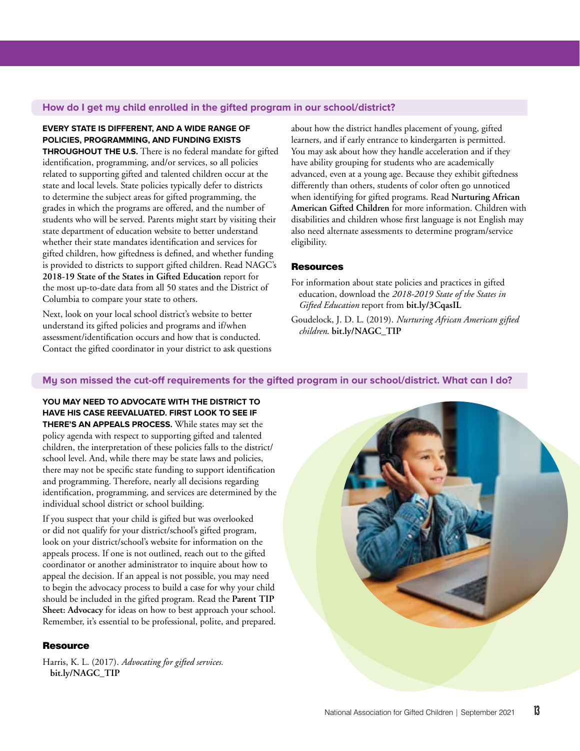## How do I get my child enrolled in the gifted program in our school/district?

**EVERY STATE IS DIFFERENT, AND A WIDE RANGE OF POLICIES, PROGRAMMING, AND FUNDING EXISTS THROUGHOUT THE U.S.** There is no federal mandate for gifted identification, programming, and/or services, so all policies related to supporting gifted and talented children occur at the state and local levels. State policies typically defer to districts to determine the subject areas for gifted programming, the grades in which the programs are offered, and the number of students who will be served. Parents might start by visiting their state department of education website to better understand whether their state mandates identification and services for gifted children, how giftedness is defined, and whether funding is provided to districts to support gifted children. Read NAGC's **2018-19 State of the States in Gifted Education** report for the most up-to-date data from all 50 states and the District of Columbia to compare your state to others.

Next, look on your local school district's website to better understand its gifted policies and programs and if/when assessment/identification occurs and how that is conducted. Contact the gifted coordinator in your district to ask questions about how the district handles placement of young, gifted learners, and if early entrance to kindergarten is permitted. You may ask about how they handle acceleration and if they have ability grouping for students who are academically advanced, even at a young age. Because they exhibit giftedness differently than others, students of color often go unnoticed when identifying for gifted programs. Read **Nurturing African American Gifted Children** for more information. Children with disabilities and children whose first language is not English may also need alternate assessments to determine program/service eligibility.

### Resources

For information about state policies and practices in gifted education, download the *2018-2019 State of the States in Gifted Education* report from **bit.ly/3CqasIL**

Goudelock, J. D. L. (2019). *Nurturing African American gifted children.* **bit.ly/NAGC_TIP**

## My son missed the cut-off requirements for the gifted program in our school/district. What can I do?

**YOU MAY NEED TO ADVOCATE WITH THE DISTRICT TO HAVE HIS CASE REEVALUATED. FIRST LOOK TO SEE IF THERE'S AN APPEALS PROCESS.** While states may set the policy agenda with respect to supporting gifted and talented children, the interpretation of these policies falls to the district/school level. And, while there may be state laws and policies, there may not be specific state funding to support identification and programming. Therefore, nearly all decisions regarding identification, programming, and services are determined by the individual school district or school building.

If you suspect that your child is gifted but was overlooked or did not qualify for your district/school's gifted program, look on your district/school's website for information on the appeals process. If one is not outlined, reach out to the gifted coordinator or another administrator to inquire about how to appeal the decision. If an appeal is not possible, you may need to begin the advocacy process to build a case for why your child should be included in the gifted program. Read the **Parent TIP Sheet: Advocacy** for ideas on how to best approach your school. Remember, it's essential to be professional, polite, and prepared.

### Resource

Harris, K. L. (2017). *Advocating for gifted services.* **bit.ly/NAGC_TIP**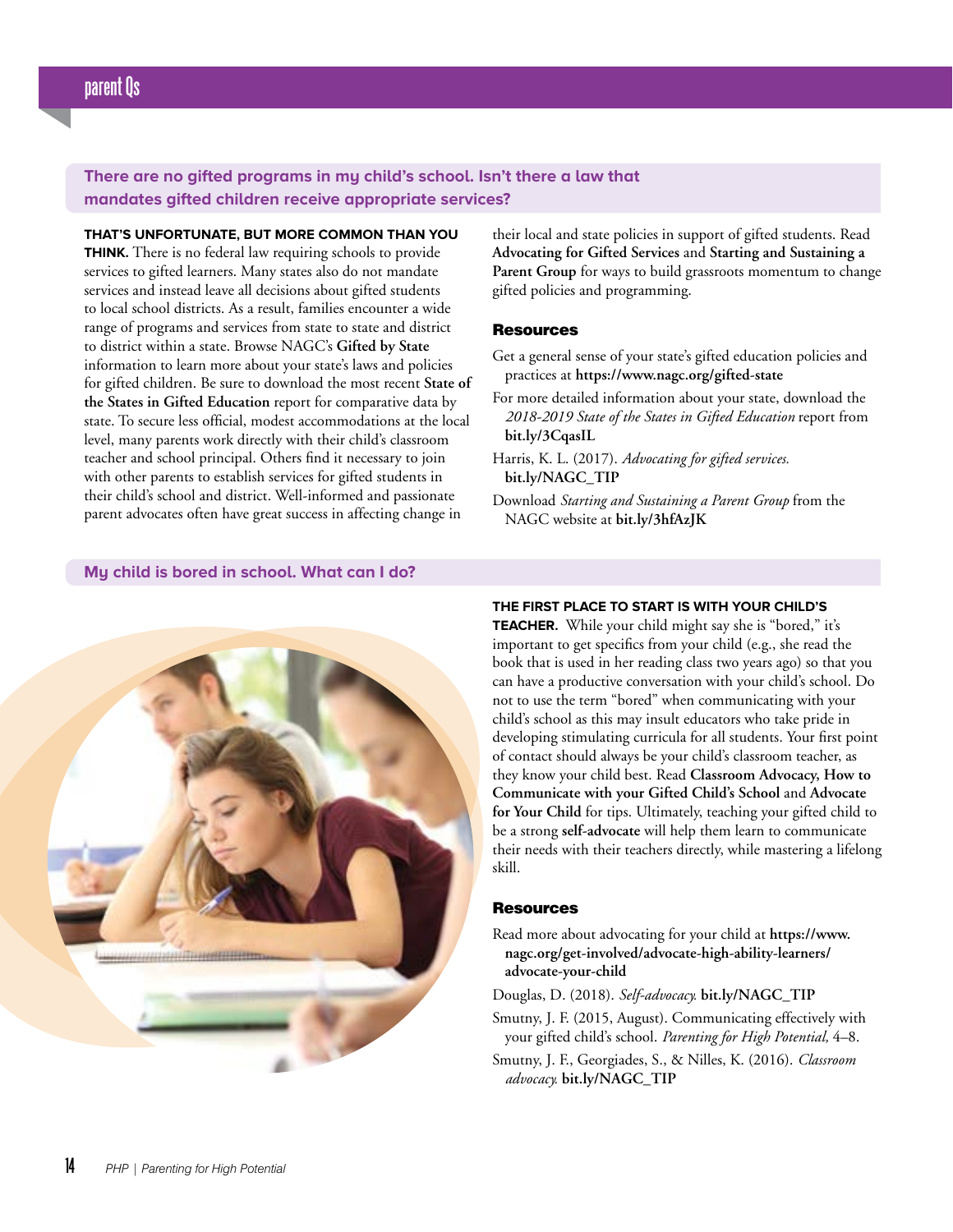## There are no gifted programs in my child's school. Isn't there a law that mandates gifted children receive appropriate services?

**THAT'S UNFORTUNATE, BUT MORE COMMON THAN YOU THINK.** There is no federal law requiring schools to provide services to gifted learners. Many states also do not mandate services and instead leave all decisions about gifted students to local school districts. As a result, families encounter a wide range of programs and services from state to state and district to district within a state. Browse NAGC's **Gifted by State** information to learn more about your state's laws and policies for gifted children. Be sure to download the most recent **State of the States in Gifted Education** report for comparative data by state. To secure less official, modest accommodations at the local level, many parents work directly with their child's classroom teacher and school principal. Others find it necessary to join with other parents to establish services for gifted students in their child's school and district. Well-informed and passionate parent advocates often have great success in affecting change in their local and state policies in support of gifted students. Read **Advocating for Gifted Services** and **Starting and Sustaining a Parent Group** for ways to build grassroots momentum to change gifted policies and programming.

### Resources

Get a general sense of your state's gifted education policies and practices at **https://www.nagc.org/gifted-state**

For more detailed information about your state, download the *2018-2019 State of the States in Gifted Education* report from **bit.ly/3CqasIL**

Harris, K. L. (2017). *Advocating for gifted services.* **bit.ly/NAGC_TIP**

Download *Starting and Sustaining a Parent Group* from the NAGC website at **bit.ly/3hfAzJK**

## My child is bored in school. What can I do?

**THE FIRST PLACE TO START IS WITH YOUR CHILD'S TEACHER.** While your child might say she is "bored," it's important to get specifics from your child (e.g., she read the book that is used in her reading class two years ago) so that you can have a productive conversation with your child's school. Do not to use the term "bored" when communicating with your child's school as this may insult educators who take pride in developing stimulating curricula for all students. Your first point of contact should always be your child's classroom teacher, as they know your child best. Read **Classroom Advocacy, How to Communicate with your Gifted Child's School** and **Advocate for Your Child** for tips. Ultimately, teaching your gifted child to be a strong **self-advocate** will help them learn to communicate their needs with their teachers directly, while mastering a lifelong skill.

### Resources

Read more about advocating for your child at **https://www.nagc.org/get-involved/advocate-high-ability-learners/advocate-your-child**

Douglas, D. (2018). *Self-advocacy.* **bit.ly/NAGC_TIP**

Smutny, J. F. (2015, August). Communicating effectively with your gifted child's school. *Parenting for High Potential,* 4–8.

Smutny, J. F., Georgiades, S., & Nilles, K. (2016). *Classroom advocacy.* **bit.ly/NAGC_TIP**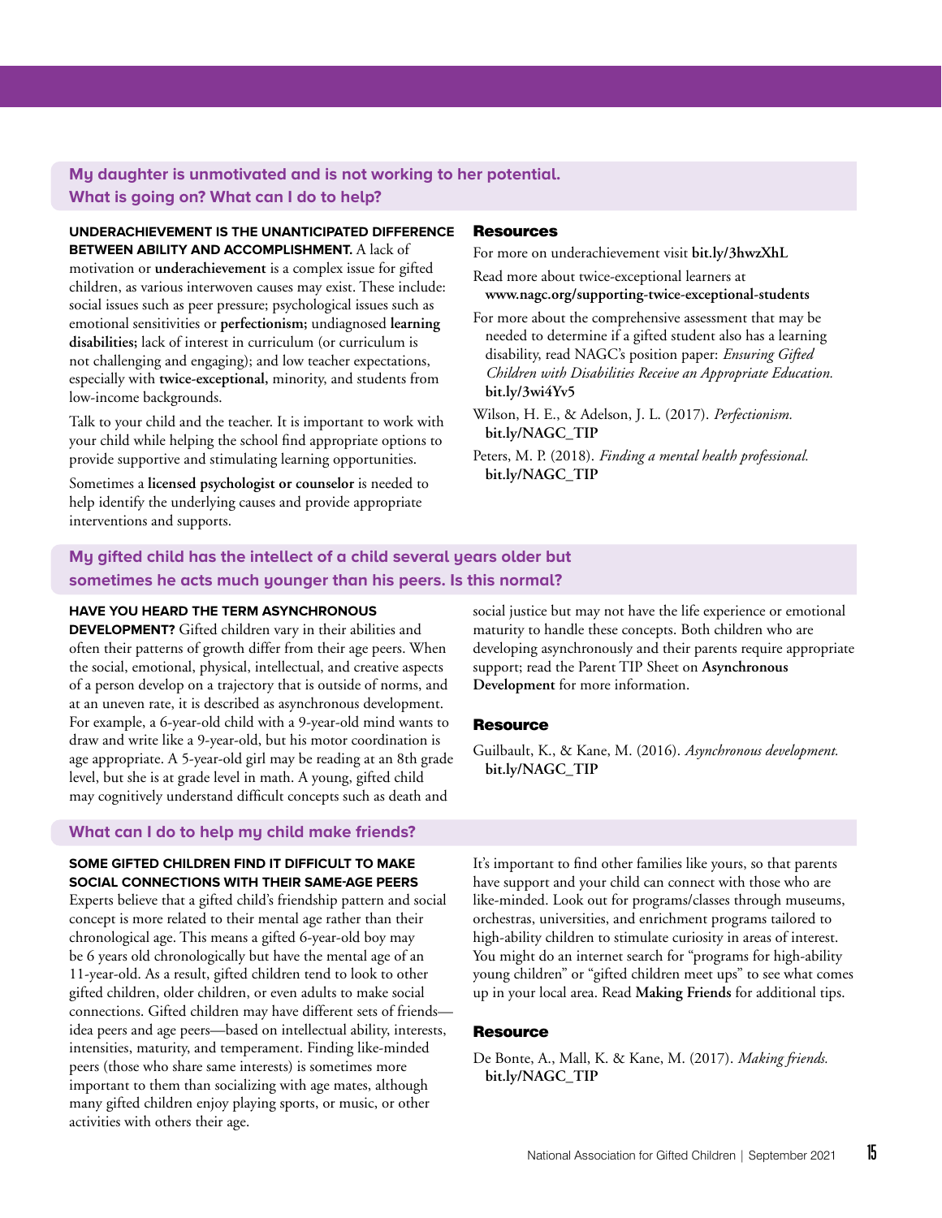## My daughter is unmotivated and is not working to her potential. What is going on? What can I do to help?

**UNDERACHIEVEMENT IS THE UNANTICIPATED DIFFERENCE BETWEEN ABILITY AND ACCOMPLISHMENT.** A lack of motivation or **underachievement** is a complex issue for gifted children, as various interwoven causes may exist. These include: social issues such as peer pressure; psychological issues such as emotional sensitivities or **perfectionism;** undiagnosed **learning disabilities;** lack of interest in curriculum (or curriculum is not challenging and engaging); and low teacher expectations, especially with **twice-exceptional,** minority, and students from low-income backgrounds.

Talk to your child and the teacher. It is important to work with your child while helping the school find appropriate options to provide supportive and stimulating learning opportunities.

Sometimes a **licensed psychologist or counselor** is needed to help identify the underlying causes and provide appropriate interventions and supports.

### Resources

For more on underachievement visit **bit.ly/3hwzXhL**

Read more about twice-exceptional learners at **www.nagc.org/supporting-twice-exceptional-students**

For more about the comprehensive assessment that may be needed to determine if a gifted student also has a learning disability, read NAGC's position paper: *Ensuring Gifted Children with Disabilities Receive an Appropriate Education.* **bit.ly/3wi4Yv5**

Wilson, H. E., & Adelson, J. L. (2017). *Perfectionism.* **bit.ly/NAGC_TIP**

Peters, M. P. (2018). *Finding a mental health professional.* **bit.ly/NAGC_TIP**

## My gifted child has the intellect of a child several years older but sometimes he acts much younger than his peers. Is this normal?

**HAVE YOU HEARD THE TERM ASYNCHRONOUS DEVELOPMENT?** Gifted children vary in their abilities and often their patterns of growth differ from their age peers. When the social, emotional, physical, intellectual, and creative aspects of a person develop on a trajectory that is outside of norms, and at an uneven rate, it is described as asynchronous development. For example, a 6-year-old child with a 9-year-old mind wants to draw and write like a 9-year-old, but his motor coordination is age appropriate. A 5-year-old girl may be reading at an 8th grade level, but she is at grade level in math. A young, gifted child may cognitively understand difficult concepts such as death and social justice but may not have the life experience or emotional maturity to handle these concepts. Both children who are developing asynchronously and their parents require appropriate support; read the Parent TIP Sheet on **Asynchronous Development** for more information.

### Resource

Guilbault, K., & Kane, M. (2016). *Asynchronous development.* **bit.ly/NAGC_TIP**

## What can I do to help my child make friends?

**SOME GIFTED CHILDREN FIND IT DIFFICULT TO MAKE SOCIAL CONNECTIONS WITH THEIR SAME-AGE PEERS**

Experts believe that a gifted child's friendship pattern and social concept is more related to their mental age rather than their chronological age. This means a gifted 6-year-old boy may be 6 years old chronologically but have the mental age of an 11-year-old. As a result, gifted children tend to look to other gifted children, older children, or even adults to make social connections. Gifted children may have different sets of friends—idea peers and age peers—based on intellectual ability, interests, intensities, maturity, and temperament. Finding like-minded peers (those who share same interests) is sometimes more important to them than socializing with age mates, although many gifted children enjoy playing sports, or music, or other activities with others their age.

It's important to find other families like yours, so that parents have support and your child can connect with those who are like-minded. Look out for programs/classes through museums, orchestras, universities, and enrichment programs tailored to high-ability children to stimulate curiosity in areas of interest. You might do an internet search for "programs for high-ability young children" or "gifted children meet ups" to see what comes up in your local area. Read **Making Friends** for additional tips.

### Resource

De Bonte, A., Mall, K. & Kane, M. (2017). *Making friends.* **bit.ly/NAGC_TIP**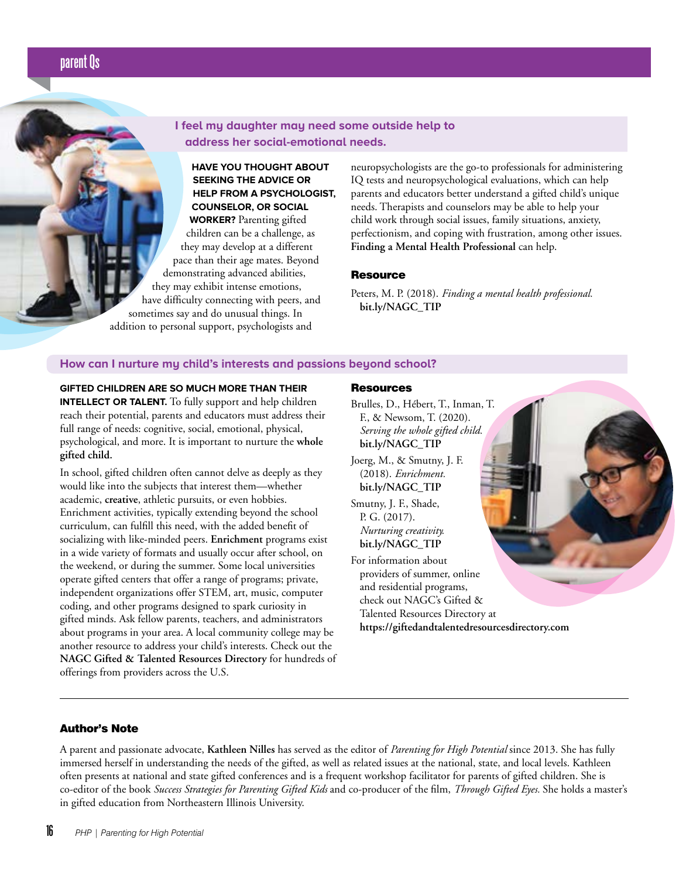## I feel my daughter may need some outside help to address her social-emotional needs.

**HAVE YOU THOUGHT ABOUT SEEKING THE ADVICE OR HELP FROM A PSYCHOLOGIST, COUNSELOR, OR SOCIAL WORKER?** Parenting gifted children can be a challenge, as they may develop at a different pace than their age mates. Beyond demonstrating advanced abilities, they may exhibit intense emotions, have difficulty connecting with peers, and sometimes say and do unusual things. In addition to personal support, psychologists and neuropsychologists are the go-to professionals for administering IQ tests and neuropsychological evaluations, which can help parents and educators better understand a gifted child's unique needs. Therapists and counselors may be able to help your child work through social issues, family situations, anxiety, perfectionism, and coping with frustration, among other issues. **Finding a Mental Health Professional** can help.

### Resource

Peters, M. P. (2018). *Finding a mental health professional.* **bit.ly/NAGC_TIP**

## How can I nurture my child's interests and passions beyond school?

**GIFTED CHILDREN ARE SO MUCH MORE THAN THEIR INTELLECT OR TALENT.** To fully support and help children reach their potential, parents and educators must address their full range of needs: cognitive, social, emotional, physical, psychological, and more. It is important to nurture the **whole gifted child.**

In school, gifted children often cannot delve as deeply as they would like into the subjects that interest them—whether academic, **creative**, athletic pursuits, or even hobbies. Enrichment activities, typically extending beyond the school curriculum, can fulfill this need, with the added benefit of socializing with like-minded peers. **Enrichment** programs exist in a wide variety of formats and usually occur after school, on the weekend, or during the summer. Some local universities operate gifted centers that offer a range of programs; private, independent organizations offer STEM, art, music, computer coding, and other programs designed to spark curiosity in gifted minds. Ask fellow parents, teachers, and administrators about programs in your area. A local community college may be another resource to address your child's interests. Check out the **NAGC Gifted & Talented Resources Directory** for hundreds of offerings from providers across the U.S.

### Resources

Brulles, D., Hébert, T., Inman, T. F., & Newsom, T. (2020). *Serving the whole gifted child.* **bit.ly/NAGC_TIP**

Joerg, M., & Smutny, J. F. (2018). *Enrichment.* **bit.ly/NAGC_TIP**

Smutny, J. F., Shade, P. G. (2017). *Nurturing creativity.* **bit.ly/NAGC_TIP**

For information about providers of summer, online and residential programs, check out NAGC's Gifted & Talented Resources Directory at **https://giftedandtalentedresourcesdirectory.com**

---

### Author's Note

A parent and passionate advocate, **Kathleen Nilles** has served as the editor of *Parenting for High Potential* since 2013. She has fully immersed herself in understanding the needs of the gifted, as well as related issues at the national, state, and local levels. Kathleen often presents at national and state gifted conferences and is a frequent workshop facilitator for parents of gifted children. She is co-editor of the book *Success Strategies for Parenting Gifted Kids* and co-producer of the film, *Through Gifted Eyes.* She holds a master's in gifted education from Northeastern Illinois University.